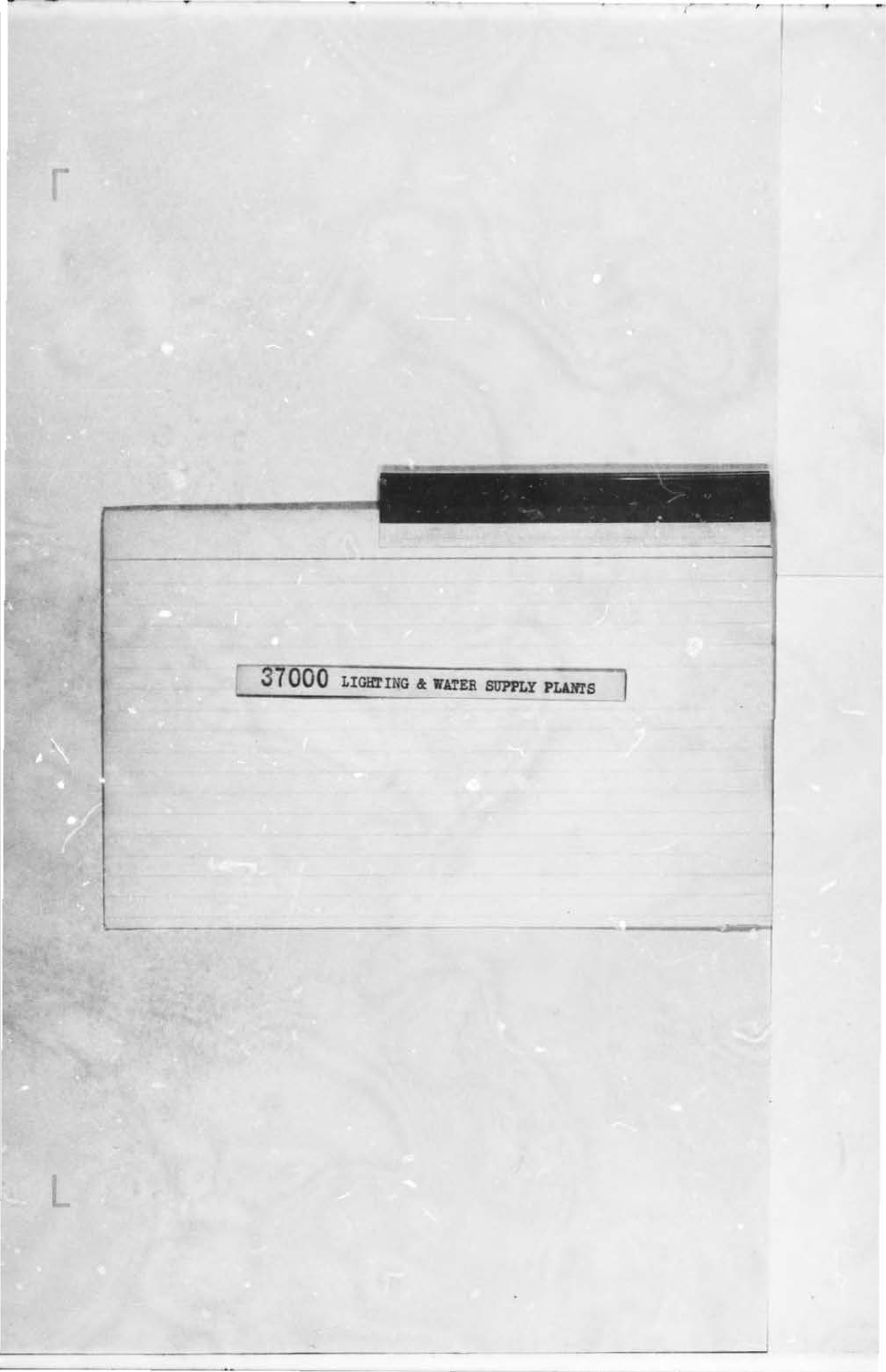37000 LIGHTING & WATER SUPPLY PLANTS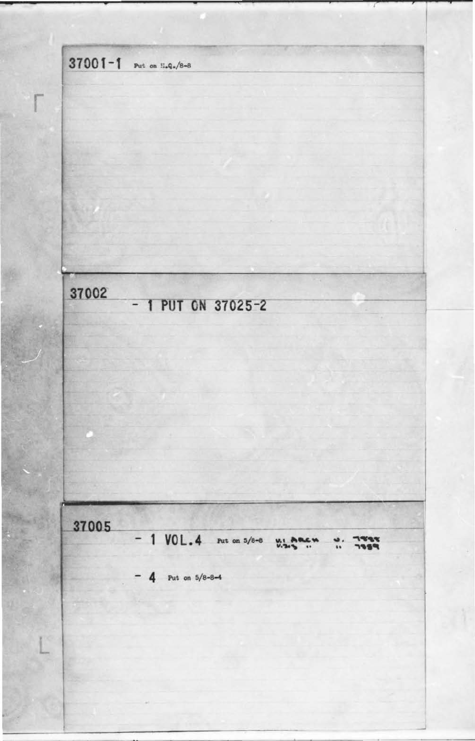37001-1 Put on H.Q./8-8

---

37002

- 1 PUT ON 37025-2

---

37005

- 1 VOL.4 Put on 5/8-8 V.1 ARCH v. 7985
  V.2-3 " " 7989

- 4 Put on 5/8-8-4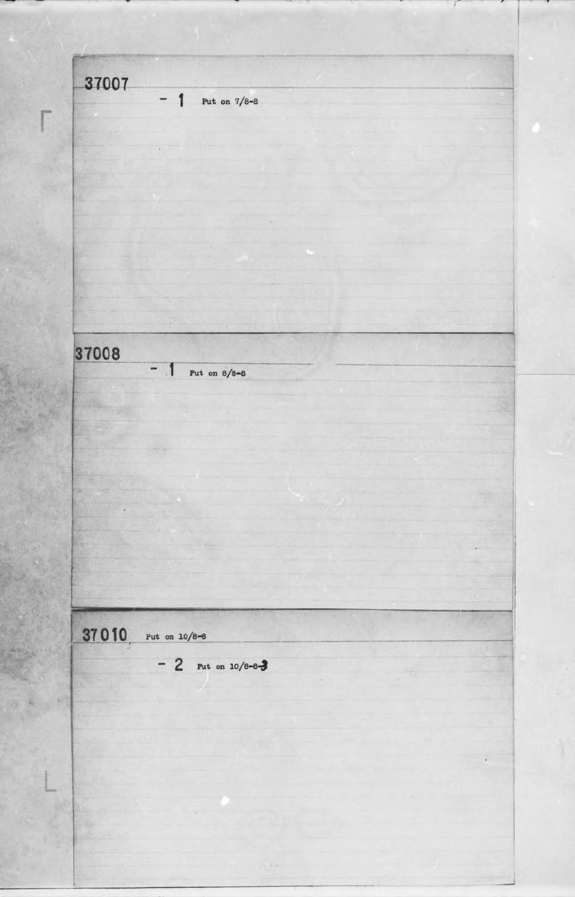37007

- 1 Put on 7/8-8

37008

- 1 Put on 8/8-8

37010 Put on 10/8-8

- 2 Put on 10/8-8-3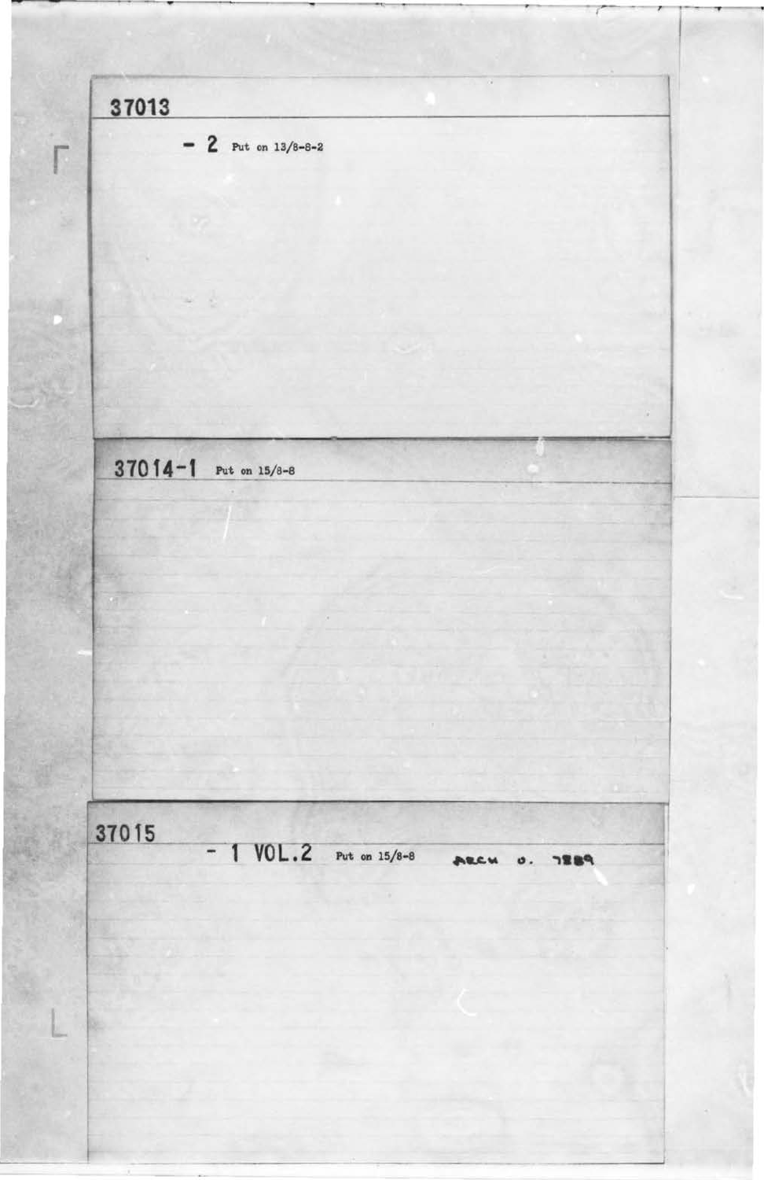37013

- 2 Put on 13/8-8-2

37014-1 Put on 15/8-8

37015

- 1 VOL.2 Put on 15/8-8 ARCH O. 7889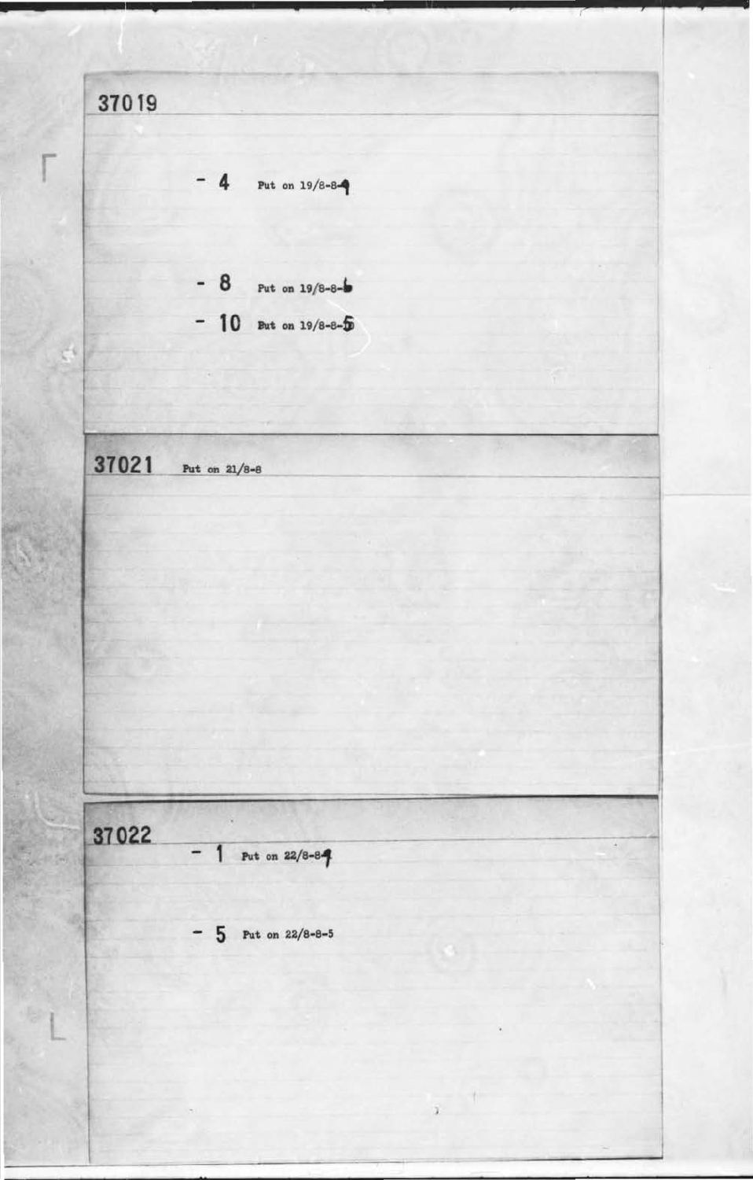37019

- 4 Put on 19/8-8-4

- 8 Put on 19/8-8-6
- 10 Put on 19/8-8-5

37021 Put on 21/8-8

37022

- 1 Put on 22/8-8-4

- 5 Put on 22/8-8-5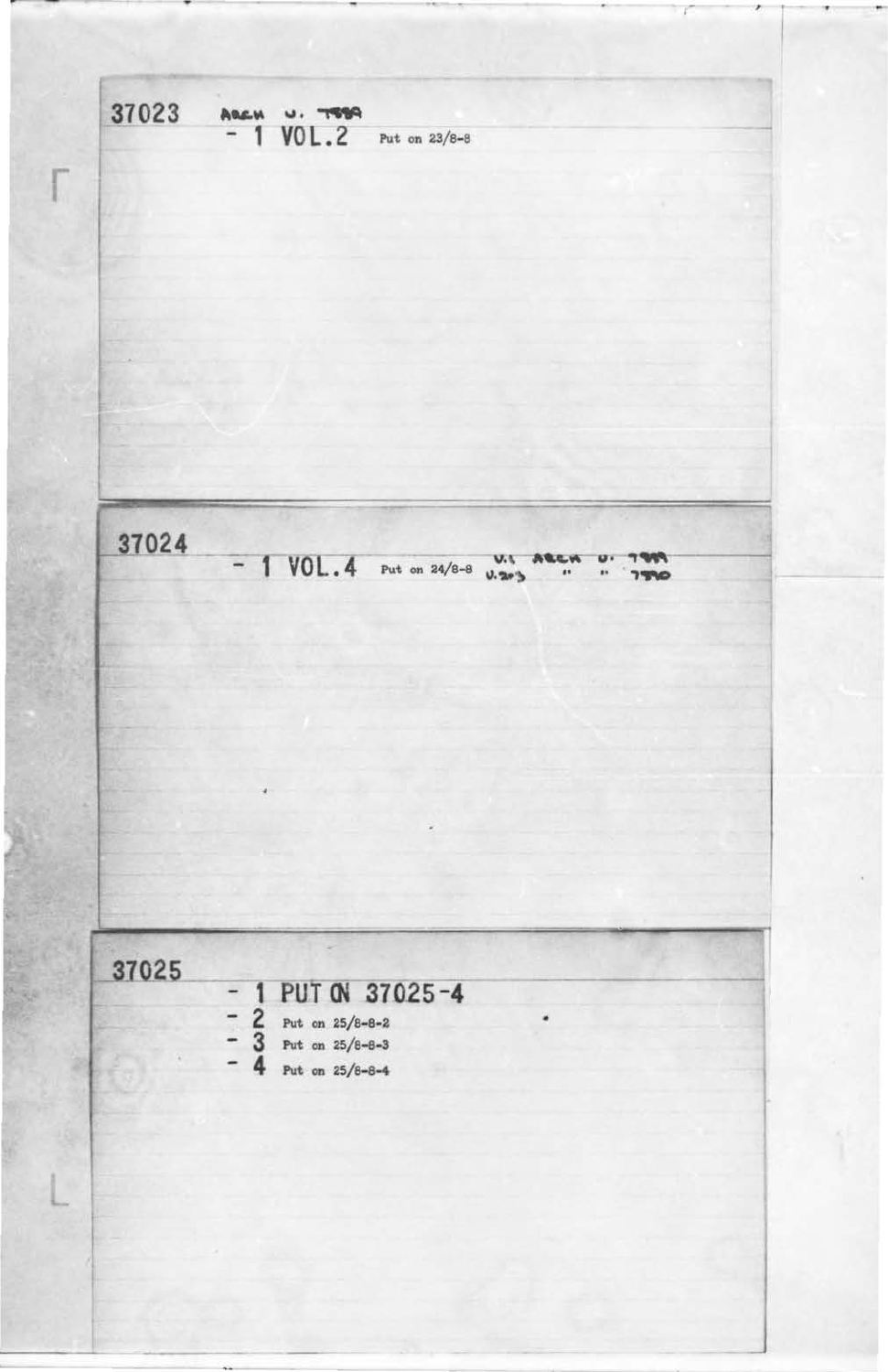37023 ARCH U. 7889
- 1 VOL.2 Put on 23/8-8

37024
- 1 VOL.4 Put on 24/8-8 V.1 ARCH U. 7889
V.2-3 " " 7890

37025
- 1 PUT ON 37025-4
- 2 Put on 25/8-8-2
- 3 Put on 25/8-8-3
- 4 Put on 25/8-8-4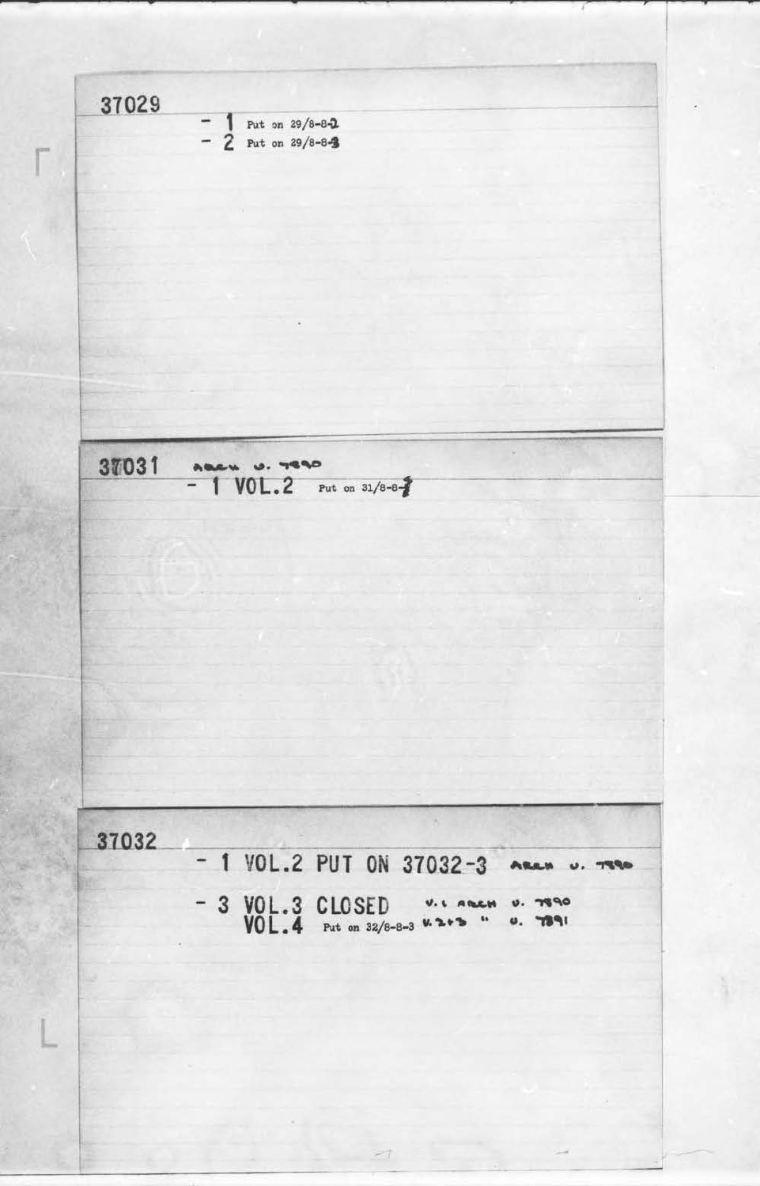37029

- 1 Put on 29/8-8-2
- 2 Put on 29/8-8-3

---

37031 ARCH V. 7890

- 1 VOL.2 Put on 31/8-8-7

---

37032

- 1 VOL.2 PUT ON 37032-3 ARCH V. 7890

- 3 VOL.3 CLOSED V.1 ARCH V. 7890
  VOL.4 Put on 32/8-8-3 V.2+3 " V. 7891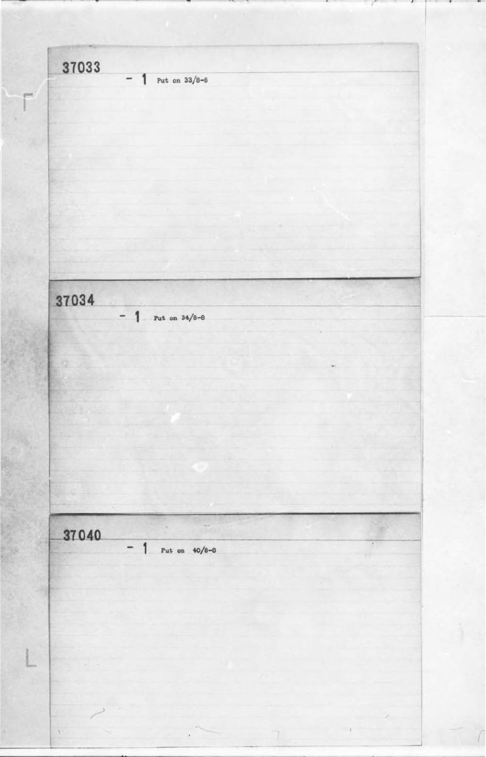37033

- 1 Put on 33/8-8

37034

- 1 Put on 34/8-8

37040

- 1 Put on 40/8-8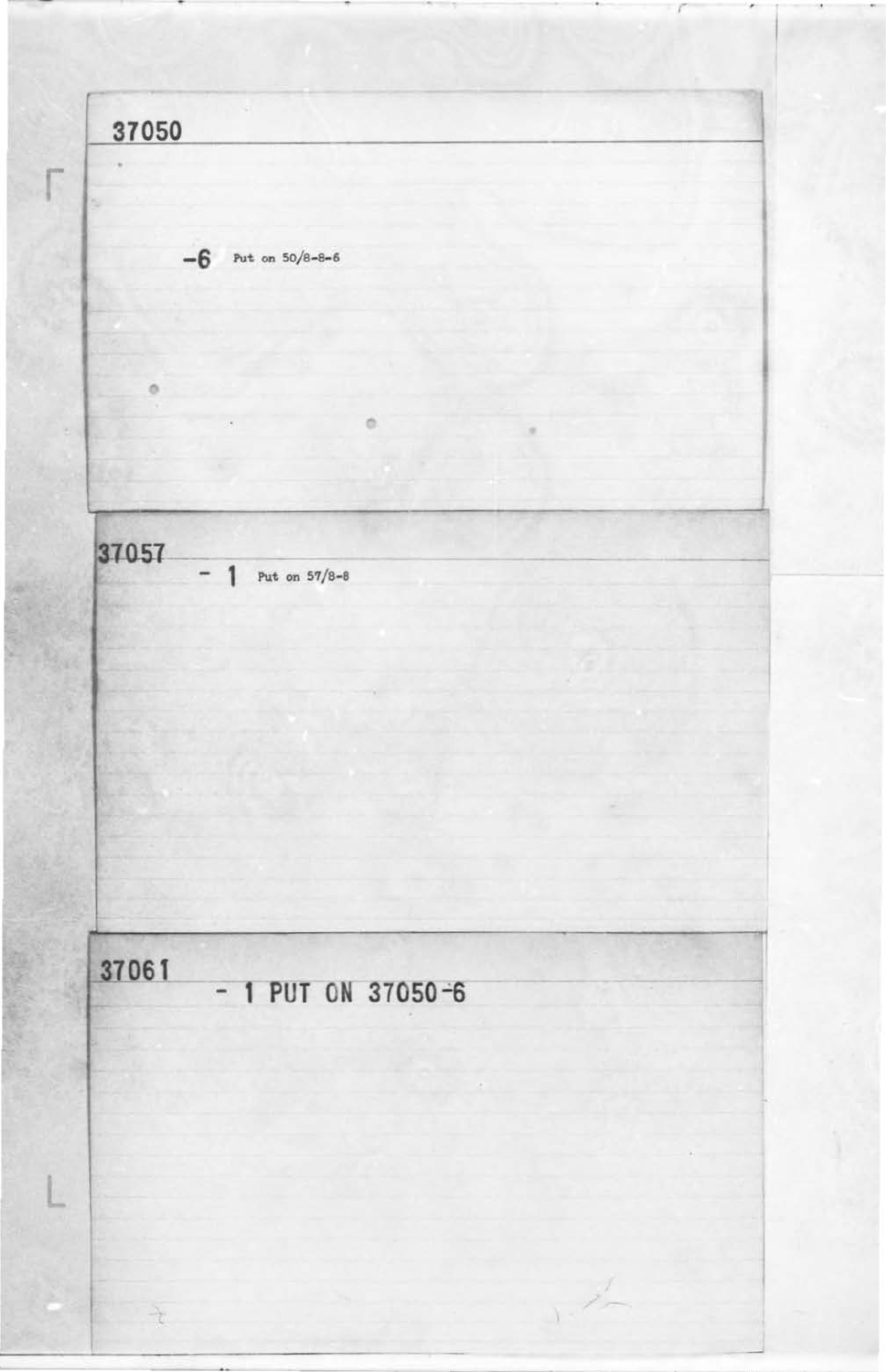37050

-6 Put on 50/8-8-6

37057

- 1 Put on 57/8-8

37061

- 1 PUT ON 37050-6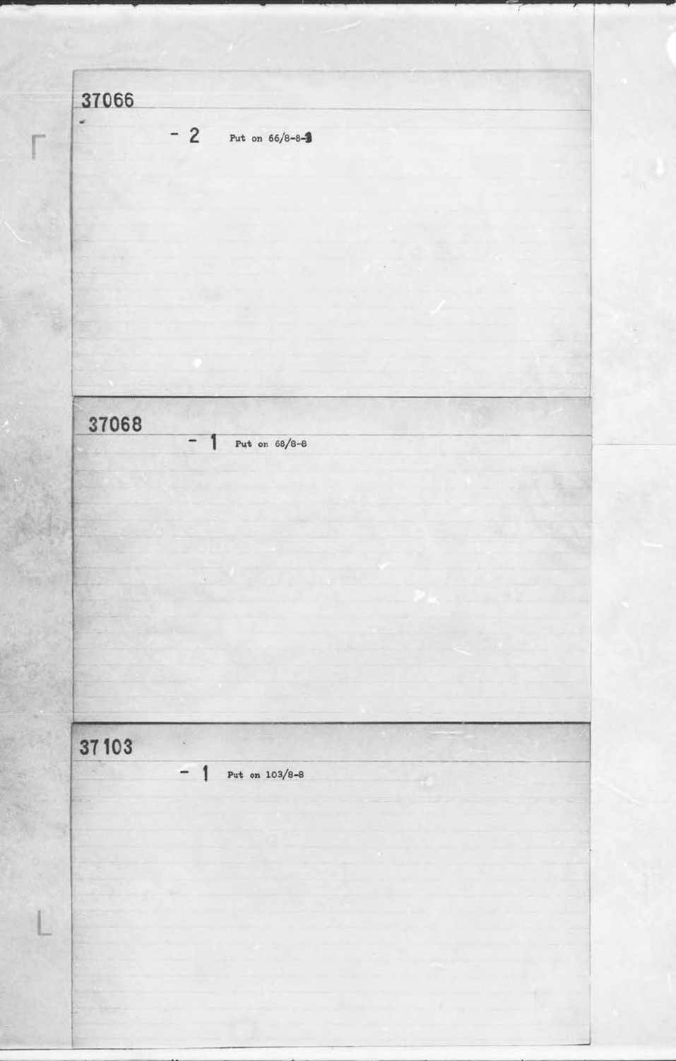37066

- 2 Put on 66/8-8-3

37068

- 1 Put on 68/8-8

37103

- 1 Put on 103/8-8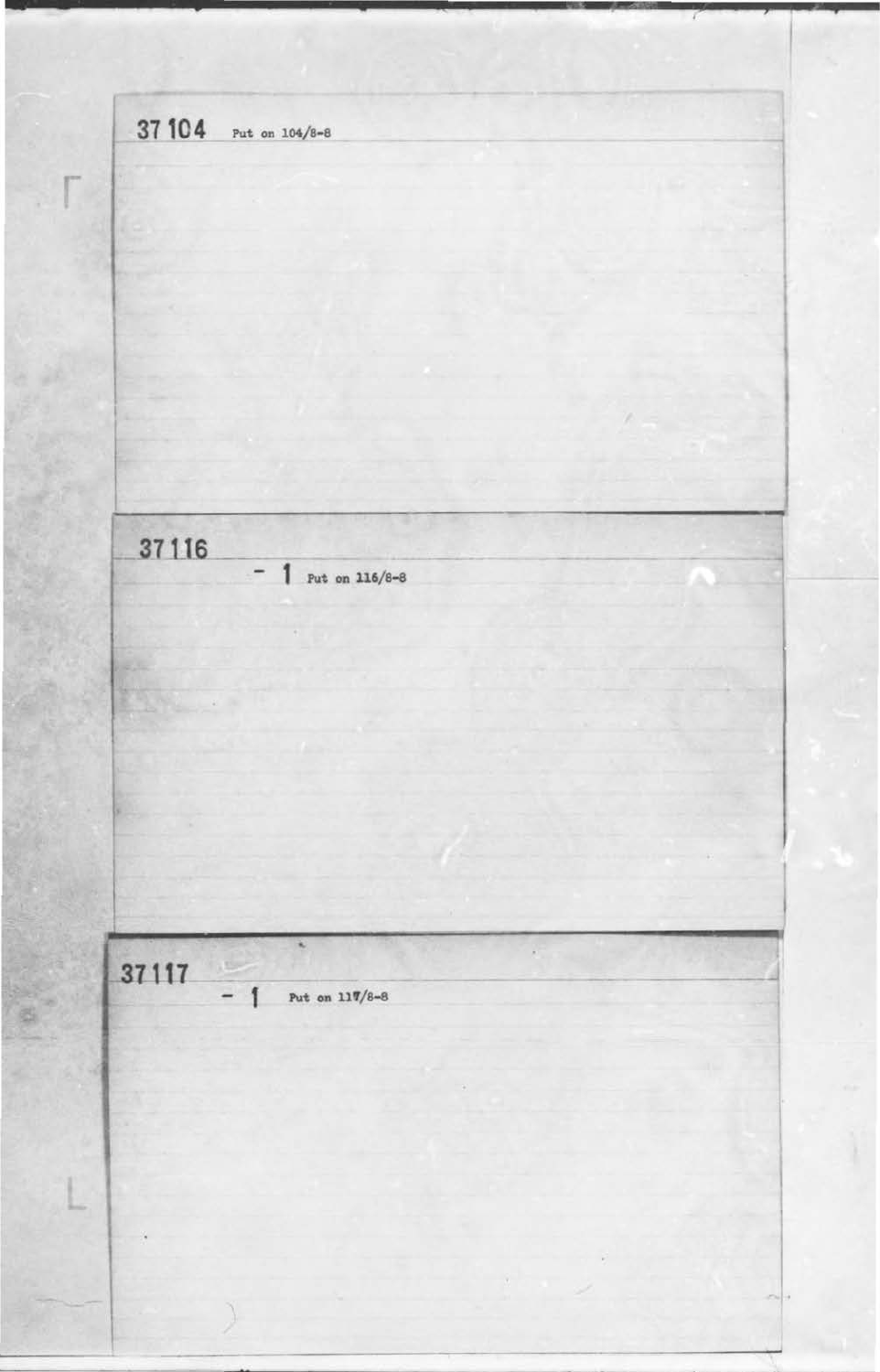37104 Put on 104/8-8

37116

- 1 Put on 116/8-8

37117

- 1 Put on 117/8-8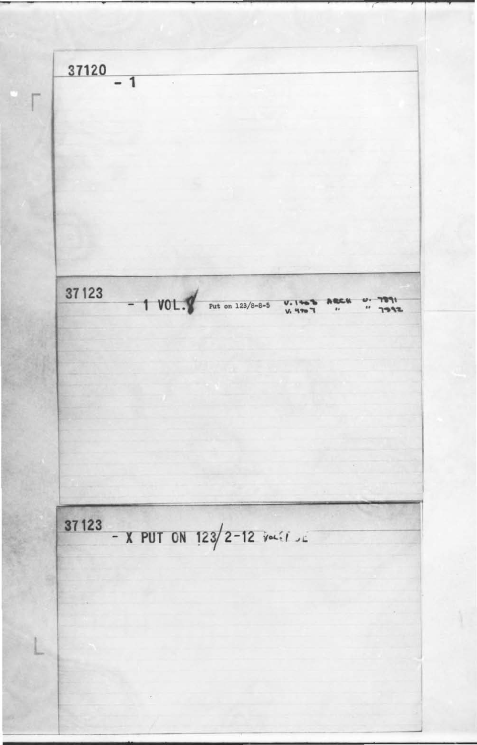37120

- 1

37123

- 1 VOL. 8 Put on 123/8-8-5 V. 1403 ARCH V. 7891
V. 4907 " " 7892

37123

- X PUT ON 123/2-12 Vol. 1 DE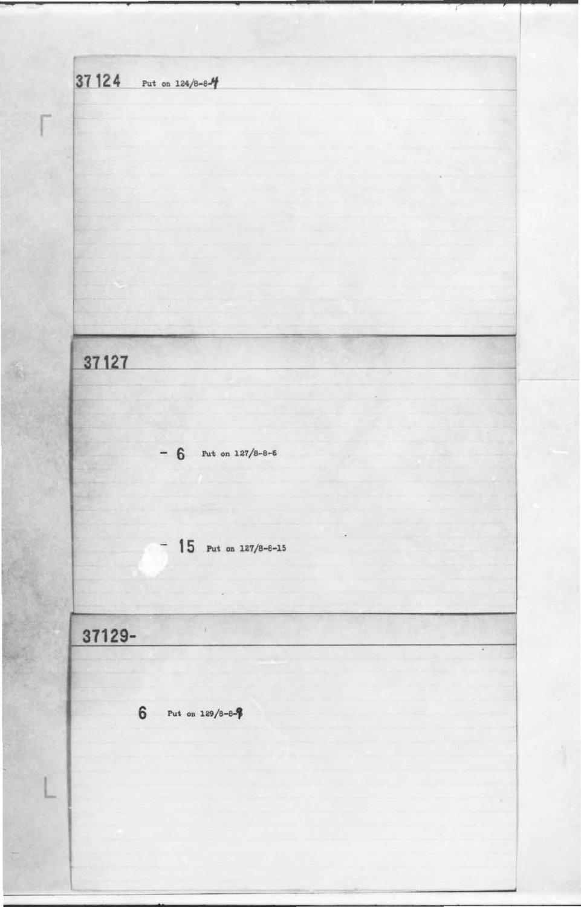37124 Put on 124/8-8-4

37127

- 6 Put on 127/8-8-6

- 15 Put on 127/8-8-15

37129-

6 Put on 129/8-8-9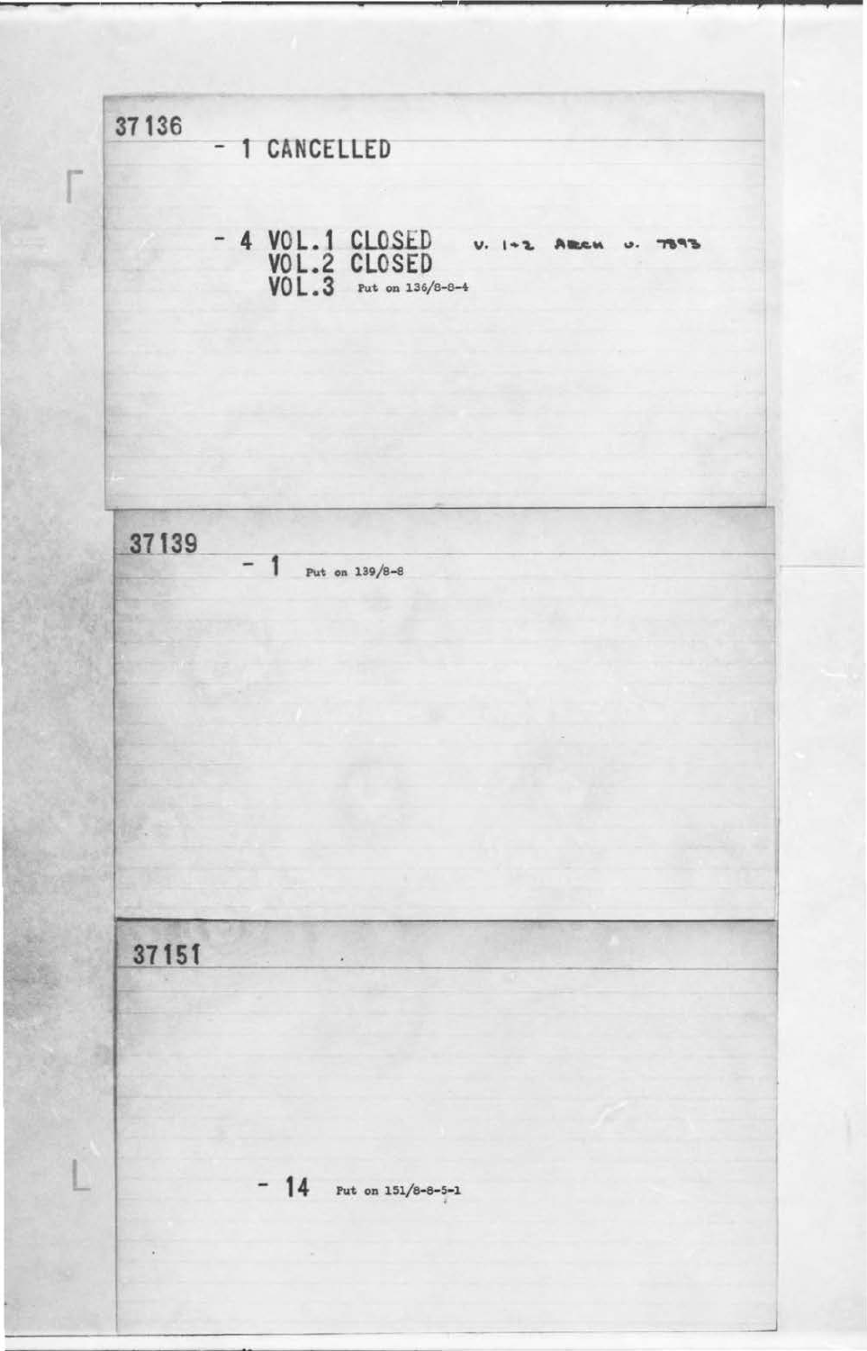37136

- 1 CANCELLED

- 4 VOL.1 CLOSED    V. 1-2 ARCH U. 7893
  VOL.2 CLOSED
  VOL.3 Put on 136/8-8-4

37139

- 1 Put on 139/8-8

37151

- 14 Put on 151/8-8-5-1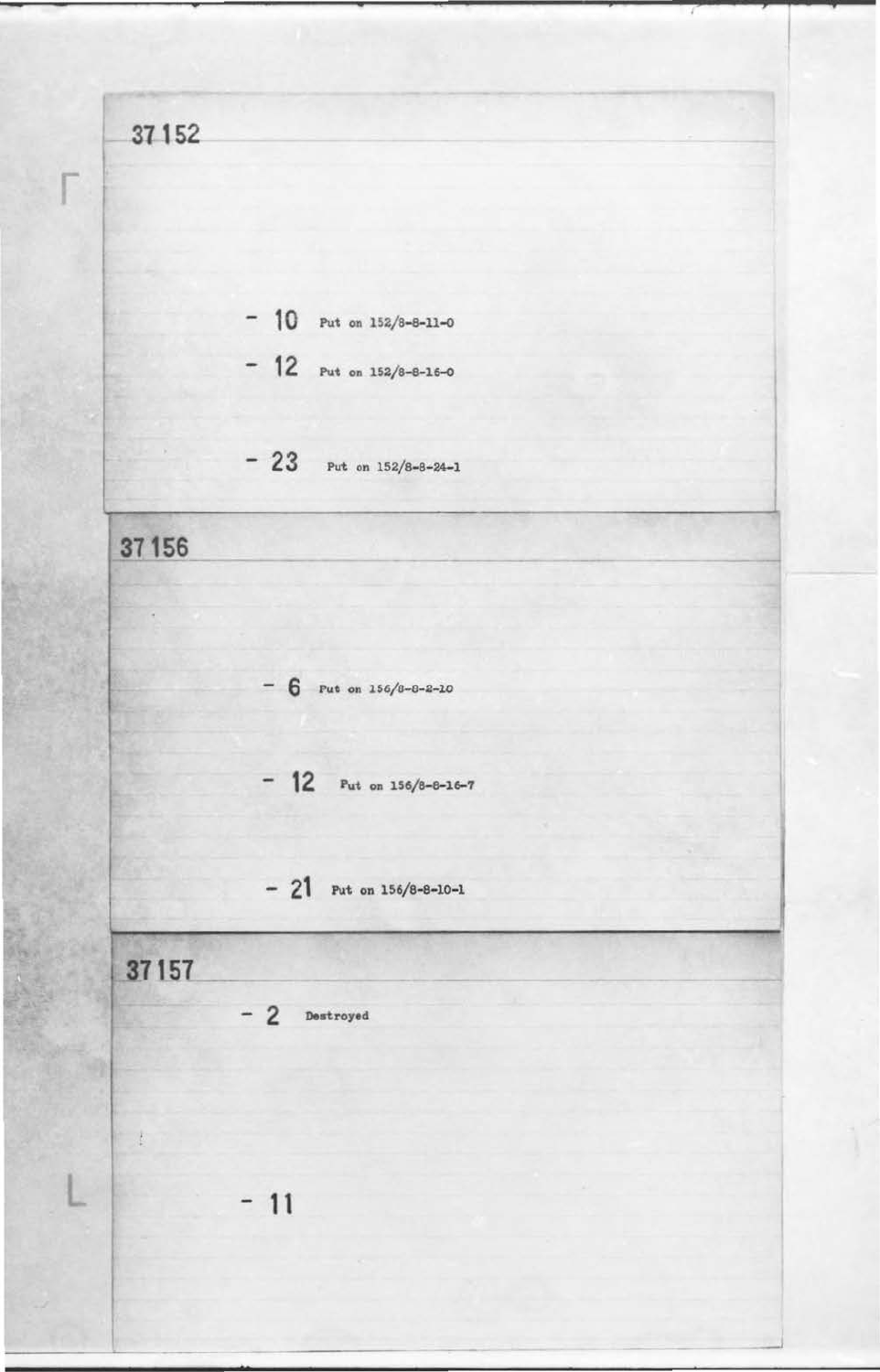37152

- 10 Put on 152/8-8-11-0

- 12 Put on 152/8-8-16-0

- 23 Put on 152/8-8-24-1

37156

- 6 Put on 156/8-8-2-10

- 12 Put on 156/8-8-16-7

- 21 Put on 156/8-8-10-1

37157

- 2 Destroyed

- 11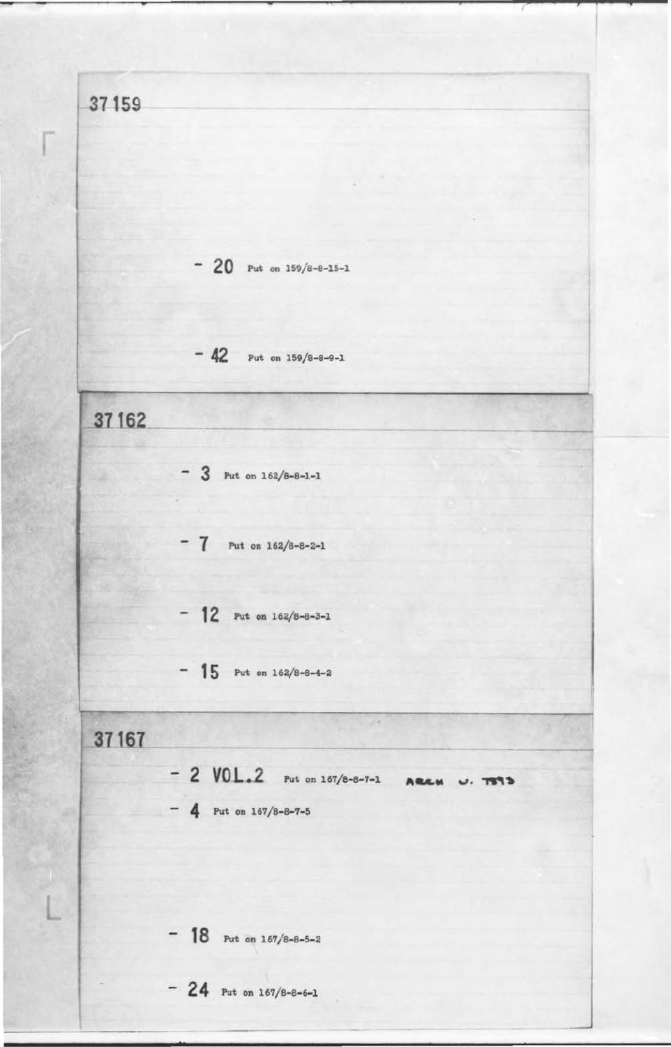37159

- 20 Put on 159/8-8-15-1

- 42 Put on 159/8-8-9-1

37162

- 3 Put on 162/8-8-1-1

- 7 Put on 162/8-8-2-1

- 12 Put on 162/8-8-3-1

- 15 Put on 162/8-8-4-2

37167

- 2 VOL.2 Put on 167/8-8-7-1 ARCH V. T573
- 4 Put on 167/8-8-7-5

- 18 Put on 167/8-8-5-2

- 24 Put on 167/8-8-6-1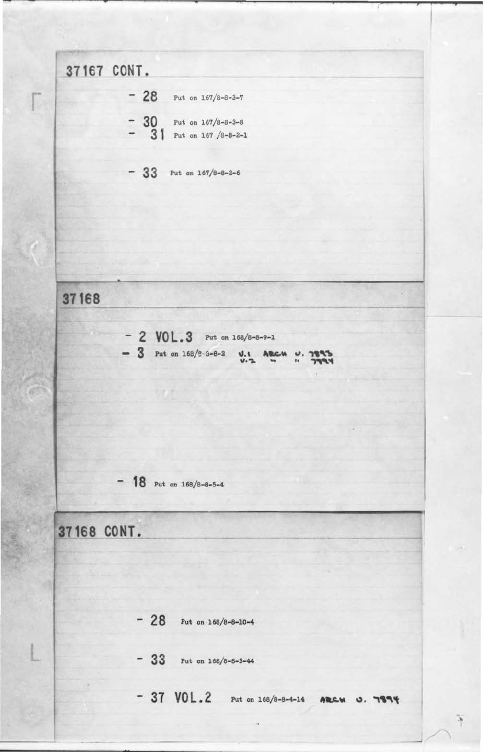## 37167 CONT.

- 28 Put on 167/8-8-3-7
- 30 Put on 167/8-8-3-8
- 31 Put on 167 /8-8-2-1
- 33 Put on 167/8-8-2-6

## 37168

- 2 VOL.3 Put on 168/8-8-9-1
- 3 Put on 168/8-3-8-2 V.1 ARCH V. 7893
  V.2 " " 7894
- 18 Put on 168/8-8-5-4

## 37168 CONT.

- 28 Put on 168/8-8-10-4
- 33 Put on 168/8-8-3-44
- 37 VOL.2 Put on 168/8-8-4-14 ARCH V. 7894